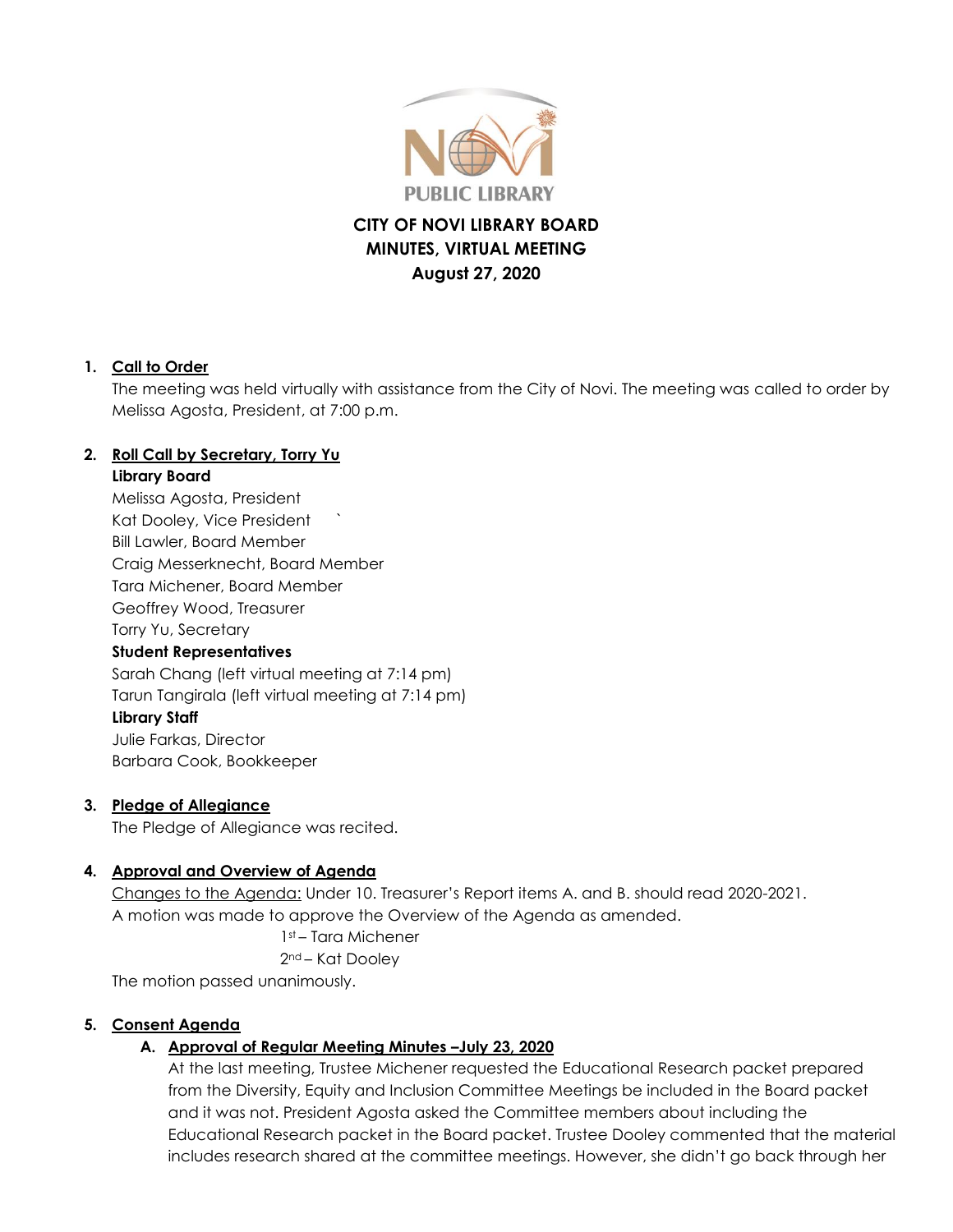# CITY OF NOVI LIBRARY BOARD
# MINUTES, VIRTUAL MEETING
# August 27, 2020

1. **Call to Order**
   The meeting was held virtually with assistance from the City of Novi. The meeting was called to order by Melissa Agosta, President, at 7:00 p.m.

2. **Roll Call by Secretary, Torry Yu**
   **Library Board**
   Melissa Agosta, President
   Kat Dooley, Vice President
   Bill Lawler, Board Member
   Craig Messerknecht, Board Member
   Tara Michener, Board Member
   Geoffrey Wood, Treasurer
   Torry Yu, Secretary
   **Student Representatives**
   Sarah Chang (left virtual meeting at 7:14 pm)
   Tarun Tangirala (left virtual meeting at 7:14 pm)
   **Library Staff**
   Julie Farkas, Director
   Barbara Cook, Bookkeeper

3. **Pledge of Allegiance**
   The Pledge of Allegiance was recited.

4. **Approval and Overview of Agenda**
   Changes to the Agenda: Under 10. Treasurer's Report items A. and B. should read 2020-2021.
   A motion was made to approve the Overview of the Agenda as amended.
   1st – Tara Michener
   2nd – Kat Dooley
   The motion passed unanimously.

5. **Consent Agenda**
   A. **Approval of Regular Meeting Minutes –July 23, 2020**
   At the last meeting, Trustee Michener requested the Educational Research packet prepared from the Diversity, Equity and Inclusion Committee Meetings be included in the Board packet and it was not. President Agosta asked the Committee members about including the Educational Research packet in the Board packet. Trustee Dooley commented that the material includes research shared at the committee meetings. However, she didn't go back through her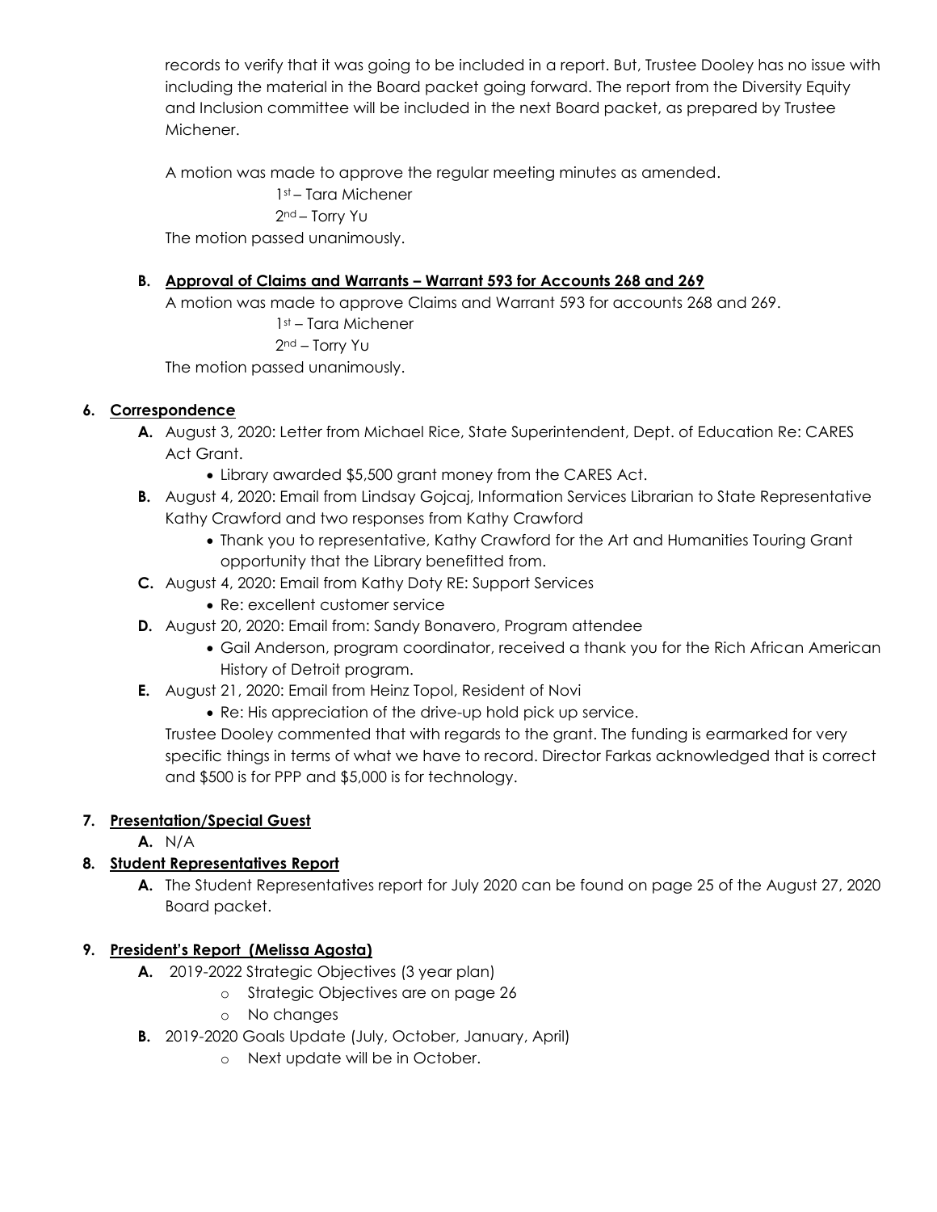records to verify that it was going to be included in a report. But, Trustee Dooley has no issue with including the material in the Board packet going forward. The report from the Diversity Equity and Inclusion committee will be included in the next Board packet, as prepared by Trustee Michener.

A motion was made to approve the regular meeting minutes as amended.

1st – Tara Michener
2nd – Torry Yu

The motion passed unanimously.

**B. Approval of Claims and Warrants – Warrant 593 for Accounts 268 and 269**

A motion was made to approve Claims and Warrant 593 for accounts 268 and 269.

1st – Tara Michener
2nd – Torry Yu

The motion passed unanimously.

**6. Correspondence**

**A.** August 3, 2020: Letter from Michael Rice, State Superintendent, Dept. of Education Re: CARES Act Grant.
- Library awarded $5,500 grant money from the CARES Act.

**B.** August 4, 2020: Email from Lindsay Gojcaj, Information Services Librarian to State Representative Kathy Crawford and two responses from Kathy Crawford
- Thank you to representative, Kathy Crawford for the Art and Humanities Touring Grant opportunity that the Library benefitted from.

**C.** August 4, 2020: Email from Kathy Doty RE: Support Services
- Re: excellent customer service

**D.** August 20, 2020: Email from: Sandy Bonavero, Program attendee
- Gail Anderson, program coordinator, received a thank you for the Rich African American History of Detroit program.

**E.** August 21, 2020: Email from Heinz Topol, Resident of Novi
- Re: His appreciation of the drive-up hold pick up service.

Trustee Dooley commented that with regards to the grant. The funding is earmarked for very specific things in terms of what we have to record. Director Farkas acknowledged that is correct and $500 is for PPP and $5,000 is for technology.

**7. Presentation/Special Guest**

**A.** N/A

**8. Student Representatives Report**

**A.** The Student Representatives report for July 2020 can be found on page 25 of the August 27, 2020 Board packet.

**9. President's Report (Melissa Agosta)**

**A.** 2019-2022 Strategic Objectives (3 year plan)
- Strategic Objectives are on page 26
- No changes

**B.** 2019-2020 Goals Update (July, October, January, April)
- Next update will be in October.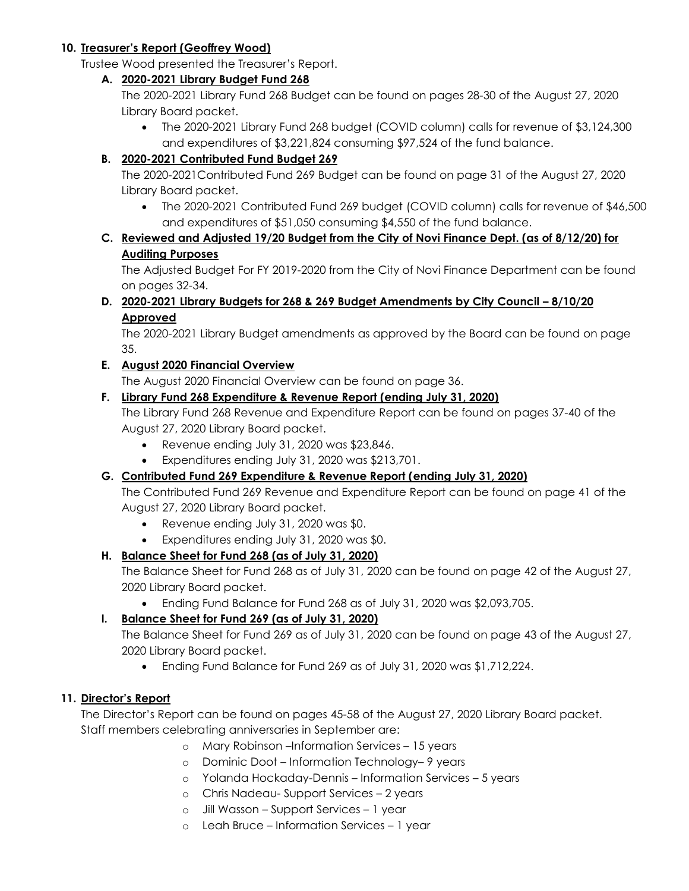**10. Treasurer's Report (Geoffrey Wood)**

Trustee Wood presented the Treasurer's Report.

**A. 2020-2021 Library Budget Fund 268**

The 2020-2021 Library Fund 268 Budget can be found on pages 28-30 of the August 27, 2020 Library Board packet.

- The 2020-2021 Library Fund 268 budget (COVID column) calls for revenue of $3,124,300 and expenditures of $3,221,824 consuming $97,524 of the fund balance.

**B. 2020-2021 Contributed Fund Budget 269**

The 2020-2021Contributed Fund 269 Budget can be found on page 31 of the August 27, 2020 Library Board packet.

- The 2020-2021 Contributed Fund 269 budget (COVID column) calls for revenue of $46,500 and expenditures of $51,050 consuming $4,550 of the fund balance.

**C. Reviewed and Adjusted 19/20 Budget from the City of Novi Finance Dept. (as of 8/12/20) for Auditing Purposes**

The Adjusted Budget For FY 2019-2020 from the City of Novi Finance Department can be found on pages 32-34.

**D. 2020-2021 Library Budgets for 268 & 269 Budget Amendments by City Council – 8/10/20 Approved**

The 2020-2021 Library Budget amendments as approved by the Board can be found on page 35.

**E. August 2020 Financial Overview**

The August 2020 Financial Overview can be found on page 36.

**F. Library Fund 268 Expenditure & Revenue Report (ending July 31, 2020)**

The Library Fund 268 Revenue and Expenditure Report can be found on pages 37-40 of the August 27, 2020 Library Board packet.

- Revenue ending July 31, 2020 was $23,846.
- Expenditures ending July 31, 2020 was $213,701.

**G. Contributed Fund 269 Expenditure & Revenue Report (ending July 31, 2020)**

The Contributed Fund 269 Revenue and Expenditure Report can be found on page 41 of the August 27, 2020 Library Board packet.

- Revenue ending July 31, 2020 was $0.
- Expenditures ending July 31, 2020 was $0.

**H. Balance Sheet for Fund 268 (as of July 31, 2020)**

The Balance Sheet for Fund 268 as of July 31, 2020 can be found on page 42 of the August 27, 2020 Library Board packet.

- Ending Fund Balance for Fund 268 as of July 31, 2020 was $2,093,705.

**I. Balance Sheet for Fund 269 (as of July 31, 2020)**

The Balance Sheet for Fund 269 as of July 31, 2020 can be found on page 43 of the August 27, 2020 Library Board packet.

- Ending Fund Balance for Fund 269 as of July 31, 2020 was $1,712,224.

**11. Director's Report**

The Director's Report can be found on pages 45-58 of the August 27, 2020 Library Board packet.
Staff members celebrating anniversaries in September are:

- Mary Robinson –Information Services – 15 years
- Dominic Doot – Information Technology– 9 years
- Yolanda Hockaday-Dennis – Information Services – 5 years
- Chris Nadeau- Support Services – 2 years
- Jill Wasson – Support Services – 1 year
- Leah Bruce – Information Services – 1 year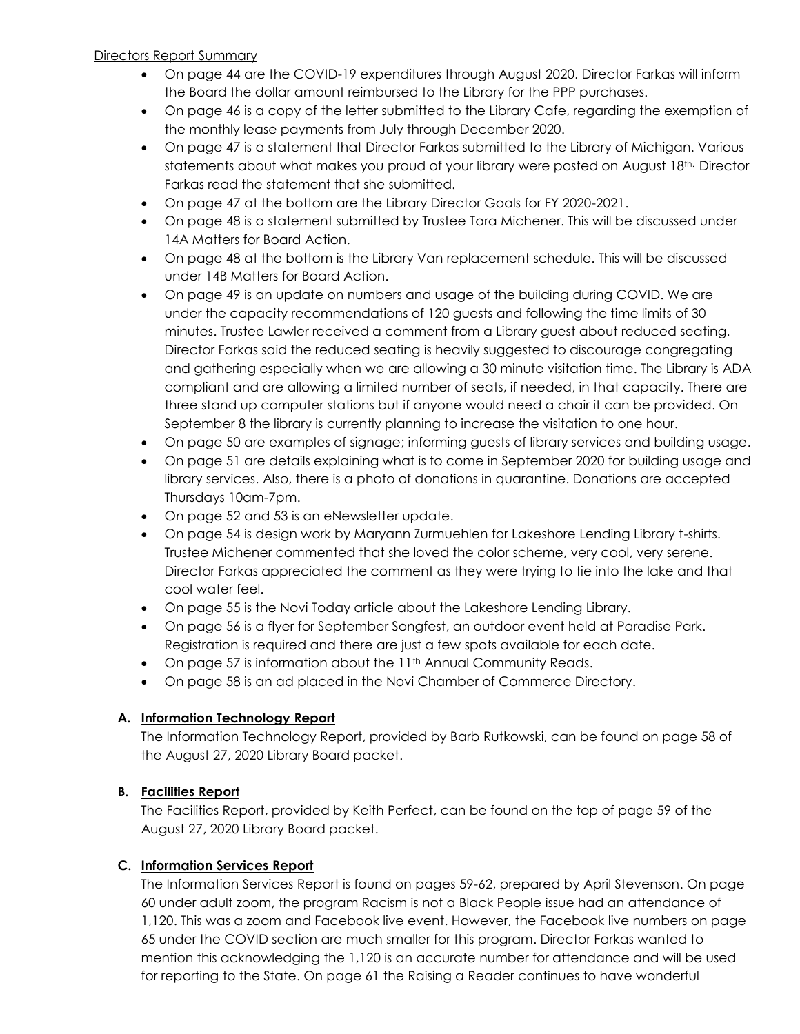Directors Report Summary

- On page 44 are the COVID-19 expenditures through August 2020. Director Farkas will inform the Board the dollar amount reimbursed to the Library for the PPP purchases.
- On page 46 is a copy of the letter submitted to the Library Cafe, regarding the exemption of the monthly lease payments from July through December 2020.
- On page 47 is a statement that Director Farkas submitted to the Library of Michigan. Various statements about what makes you proud of your library were posted on August 18th. Director Farkas read the statement that she submitted.
- On page 47 at the bottom are the Library Director Goals for FY 2020-2021.
- On page 48 is a statement submitted by Trustee Tara Michener. This will be discussed under 14A Matters for Board Action.
- On page 48 at the bottom is the Library Van replacement schedule. This will be discussed under 14B Matters for Board Action.
- On page 49 is an update on numbers and usage of the building during COVID. We are under the capacity recommendations of 120 guests and following the time limits of 30 minutes. Trustee Lawler received a comment from a Library guest about reduced seating. Director Farkas said the reduced seating is heavily suggested to discourage congregating and gathering especially when we are allowing a 30 minute visitation time. The Library is ADA compliant and are allowing a limited number of seats, if needed, in that capacity. There are three stand up computer stations but if anyone would need a chair it can be provided. On September 8 the library is currently planning to increase the visitation to one hour.
- On page 50 are examples of signage; informing guests of library services and building usage.
- On page 51 are details explaining what is to come in September 2020 for building usage and library services. Also, there is a photo of donations in quarantine. Donations are accepted Thursdays 10am-7pm.
- On page 52 and 53 is an eNewsletter update.
- On page 54 is design work by Maryann Zurmuehlen for Lakeshore Lending Library t-shirts. Trustee Michener commented that she loved the color scheme, very cool, very serene. Director Farkas appreciated the comment as they were trying to tie into the lake and that cool water feel.
- On page 55 is the Novi Today article about the Lakeshore Lending Library.
- On page 56 is a flyer for September Songfest, an outdoor event held at Paradise Park. Registration is required and there are just a few spots available for each date.
- On page 57 is information about the 11th Annual Community Reads.
- On page 58 is an ad placed in the Novi Chamber of Commerce Directory.

**A. Information Technology Report**

The Information Technology Report, provided by Barb Rutkowski, can be found on page 58 of the August 27, 2020 Library Board packet.

**B. Facilities Report**

The Facilities Report, provided by Keith Perfect, can be found on the top of page 59 of the August 27, 2020 Library Board packet.

**C. Information Services Report**

The Information Services Report is found on pages 59-62, prepared by April Stevenson. On page 60 under adult zoom, the program Racism is not a Black People issue had an attendance of 1,120. This was a zoom and Facebook live event. However, the Facebook live numbers on page 65 under the COVID section are much smaller for this program. Director Farkas wanted to mention this acknowledging the 1,120 is an accurate number for attendance and will be used for reporting to the State. On page 61 the Raising a Reader continues to have wonderful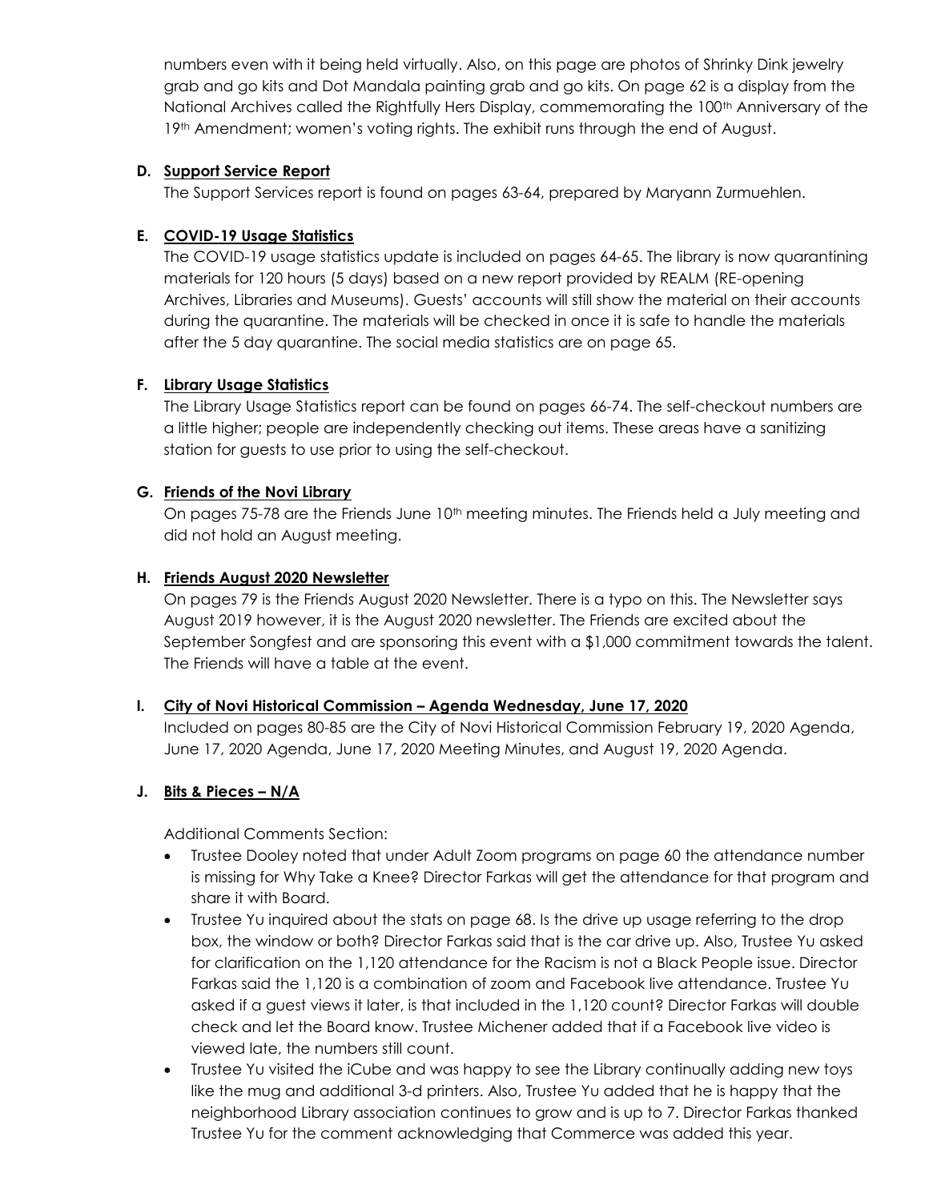numbers even with it being held virtually. Also, on this page are photos of Shrinky Dink jewelry grab and go kits and Dot Mandala painting grab and go kits. On page 62 is a display from the National Archives called the Rightfully Hers Display, commemorating the 100th Anniversary of the 19th Amendment; women's voting rights. The exhibit runs through the end of August.

**D. Support Service Report**

The Support Services report is found on pages 63-64, prepared by Maryann Zurmuehlen.

**E. COVID-19 Usage Statistics**

The COVID-19 usage statistics update is included on pages 64-65. The library is now quarantining materials for 120 hours (5 days) based on a new report provided by REALM (RE-opening Archives, Libraries and Museums). Guests' accounts will still show the material on their accounts during the quarantine. The materials will be checked in once it is safe to handle the materials after the 5 day quarantine. The social media statistics are on page 65.

**F. Library Usage Statistics**

The Library Usage Statistics report can be found on pages 66-74. The self-checkout numbers are a little higher; people are independently checking out items. These areas have a sanitizing station for guests to use prior to using the self-checkout.

**G. Friends of the Novi Library**

On pages 75-78 are the Friends June 10th meeting minutes. The Friends held a July meeting and did not hold an August meeting.

**H. Friends August 2020 Newsletter**

On pages 79 is the Friends August 2020 Newsletter. There is a typo on this. The Newsletter says August 2019 however, it is the August 2020 newsletter. The Friends are excited about the September Songfest and are sponsoring this event with a $1,000 commitment towards the talent. The Friends will have a table at the event.

**I. City of Novi Historical Commission – Agenda Wednesday, June 17, 2020**

Included on pages 80-85 are the City of Novi Historical Commission February 19, 2020 Agenda, June 17, 2020 Agenda, June 17, 2020 Meeting Minutes, and August 19, 2020 Agenda.

**J. Bits & Pieces – N/A**

Additional Comments Section:

- Trustee Dooley noted that under Adult Zoom programs on page 60 the attendance number is missing for Why Take a Knee? Director Farkas will get the attendance for that program and share it with Board.
- Trustee Yu inquired about the stats on page 68. Is the drive up usage referring to the drop box, the window or both? Director Farkas said that is the car drive up. Also, Trustee Yu asked for clarification on the 1,120 attendance for the Racism is not a Black People issue. Director Farkas said the 1,120 is a combination of zoom and Facebook live attendance. Trustee Yu asked if a guest views it later, is that included in the 1,120 count? Director Farkas will double check and let the Board know. Trustee Michener added that if a Facebook live video is viewed late, the numbers still count.
- Trustee Yu visited the iCube and was happy to see the Library continually adding new toys like the mug and additional 3-d printers. Also, Trustee Yu added that he is happy that the neighborhood Library association continues to grow and is up to 7. Director Farkas thanked Trustee Yu for the comment acknowledging that Commerce was added this year.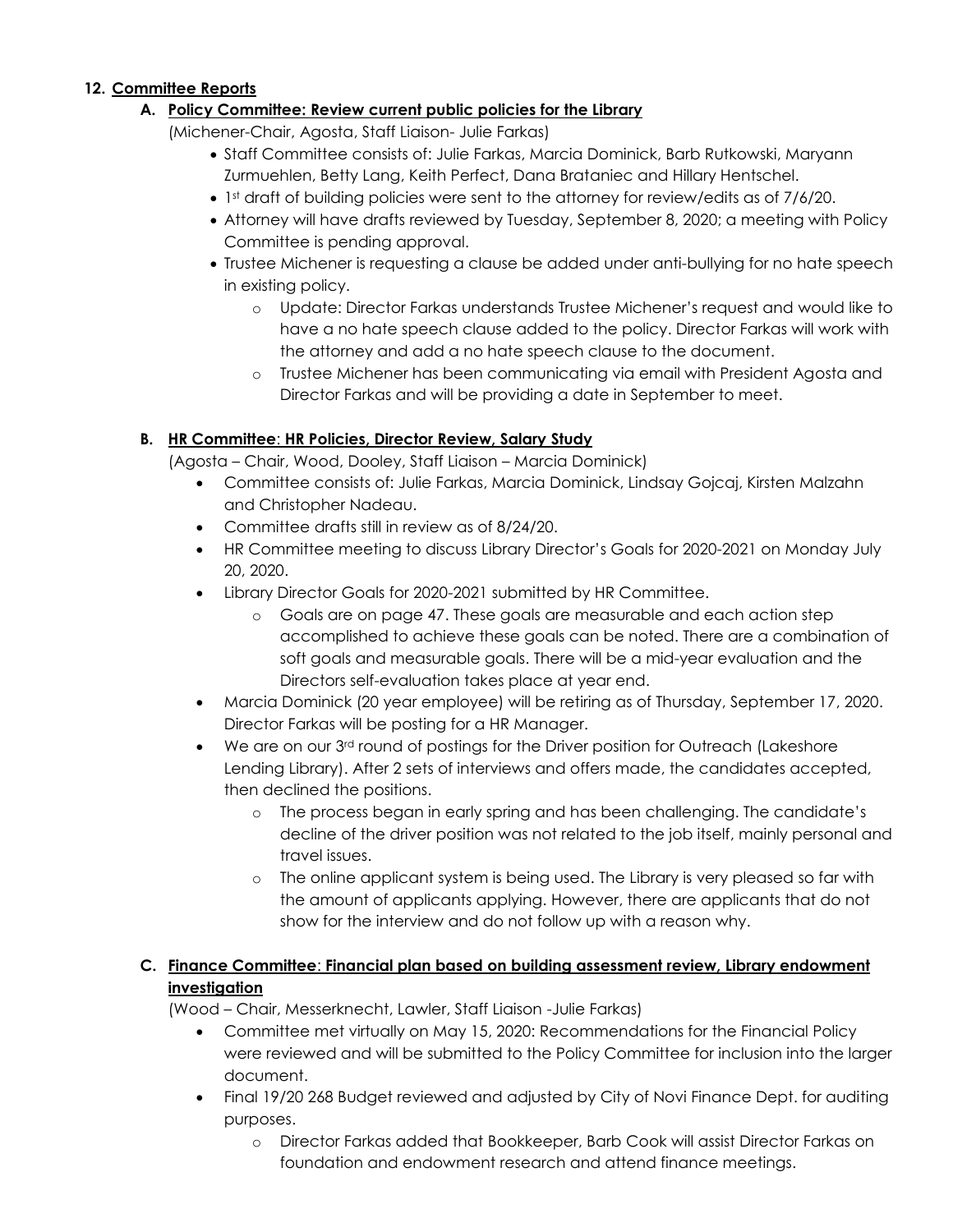## 12. Committee Reports

### A. Policy Committee: Review current public policies for the Library

(Michener-Chair, Agosta, Staff Liaison- Julie Farkas)

- Staff Committee consists of: Julie Farkas, Marcia Dominick, Barb Rutkowski, Maryann Zurmuehlen, Betty Lang, Keith Perfect, Dana Brataniec and Hillary Hentschel.
- 1st draft of building policies were sent to the attorney for review/edits as of 7/6/20.
- Attorney will have drafts reviewed by Tuesday, September 8, 2020; a meeting with Policy Committee is pending approval.
- Trustee Michener is requesting a clause be added under anti-bullying for no hate speech in existing policy.
  - Update: Director Farkas understands Trustee Michener's request and would like to have a no hate speech clause added to the policy. Director Farkas will work with the attorney and add a no hate speech clause to the document.
  - Trustee Michener has been communicating via email with President Agosta and Director Farkas and will be providing a date in September to meet.

### B. HR Committee: HR Policies, Director Review, Salary Study

(Agosta – Chair, Wood, Dooley, Staff Liaison – Marcia Dominick)

- Committee consists of: Julie Farkas, Marcia Dominick, Lindsay Gojcaj, Kirsten Malzahn and Christopher Nadeau.
- Committee drafts still in review as of 8/24/20.
- HR Committee meeting to discuss Library Director's Goals for 2020-2021 on Monday July 20, 2020.
- Library Director Goals for 2020-2021 submitted by HR Committee.
  - Goals are on page 47. These goals are measurable and each action step accomplished to achieve these goals can be noted. There are a combination of soft goals and measurable goals. There will be a mid-year evaluation and the Directors self-evaluation takes place at year end.
- Marcia Dominick (20 year employee) will be retiring as of Thursday, September 17, 2020. Director Farkas will be posting for a HR Manager.
- We are on our 3rd round of postings for the Driver position for Outreach (Lakeshore Lending Library). After 2 sets of interviews and offers made, the candidates accepted, then declined the positions.
  - The process began in early spring and has been challenging. The candidate's decline of the driver position was not related to the job itself, mainly personal and travel issues.
  - The online applicant system is being used. The Library is very pleased so far with the amount of applicants applying. However, there are applicants that do not show for the interview and do not follow up with a reason why.

### C. Finance Committee: Financial plan based on building assessment review, Library endowment investigation

(Wood – Chair, Messerknecht, Lawler, Staff Liaison -Julie Farkas)

- Committee met virtually on May 15, 2020: Recommendations for the Financial Policy were reviewed and will be submitted to the Policy Committee for inclusion into the larger document.
- Final 19/20 268 Budget reviewed and adjusted by City of Novi Finance Dept. for auditing purposes.
  - Director Farkas added that Bookkeeper, Barb Cook will assist Director Farkas on foundation and endowment research and attend finance meetings.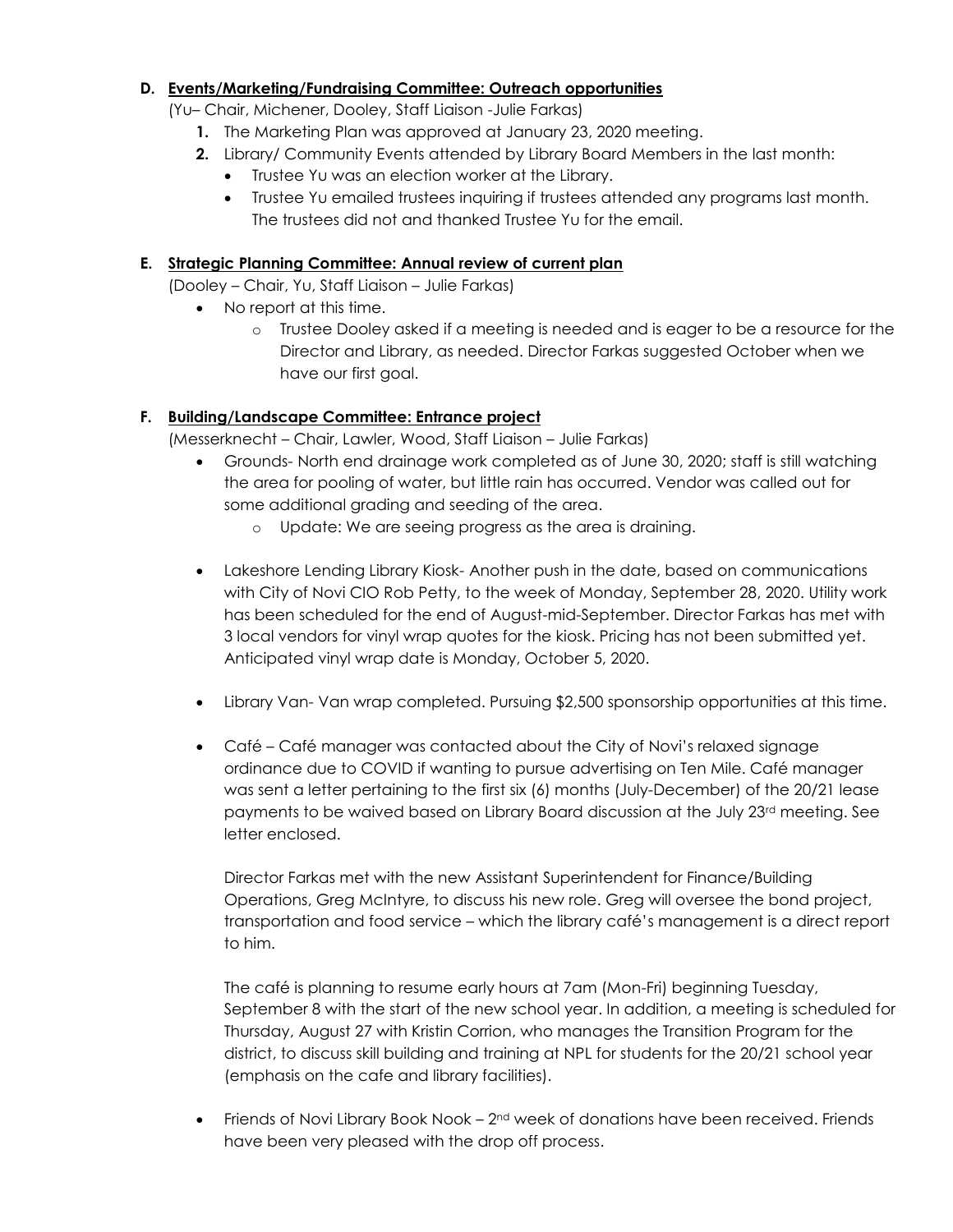**D. Events/Marketing/Fundraising Committee: Outreach opportunities**

(Yu– Chair, Michener, Dooley, Staff Liaison -Julie Farkas)

1. The Marketing Plan was approved at January 23, 2020 meeting.
2. Library/ Community Events attended by Library Board Members in the last month:
   - Trustee Yu was an election worker at the Library.
   - Trustee Yu emailed trustees inquiring if trustees attended any programs last month. The trustees did not and thanked Trustee Yu for the email.

**E. Strategic Planning Committee: Annual review of current plan**

(Dooley – Chair, Yu, Staff Liaison – Julie Farkas)

- No report at this time.
  - Trustee Dooley asked if a meeting is needed and is eager to be a resource for the Director and Library, as needed. Director Farkas suggested October when we have our first goal.

**F. Building/Landscape Committee: Entrance project**

(Messerknecht – Chair, Lawler, Wood, Staff Liaison – Julie Farkas)

- Grounds- North end drainage work completed as of June 30, 2020; staff is still watching the area for pooling of water, but little rain has occurred. Vendor was called out for some additional grading and seeding of the area.
  - Update: We are seeing progress as the area is draining.

- Lakeshore Lending Library Kiosk- Another push in the date, based on communications with City of Novi CIO Rob Petty, to the week of Monday, September 28, 2020. Utility work has been scheduled for the end of August-mid-September. Director Farkas has met with 3 local vendors for vinyl wrap quotes for the kiosk. Pricing has not been submitted yet. Anticipated vinyl wrap date is Monday, October 5, 2020.

- Library Van- Van wrap completed. Pursuing $2,500 sponsorship opportunities at this time.

- Café – Café manager was contacted about the City of Novi's relaxed signage ordinance due to COVID if wanting to pursue advertising on Ten Mile. Café manager was sent a letter pertaining to the first six (6) months (July-December) of the 20/21 lease payments to be waived based on Library Board discussion at the July 23rd meeting. See letter enclosed.

  Director Farkas met with the new Assistant Superintendent for Finance/Building Operations, Greg McIntyre, to discuss his new role. Greg will oversee the bond project, transportation and food service – which the library café's management is a direct report to him.

  The café is planning to resume early hours at 7am (Mon-Fri) beginning Tuesday, September 8 with the start of the new school year. In addition, a meeting is scheduled for Thursday, August 27 with Kristin Corrion, who manages the Transition Program for the district, to discuss skill building and training at NPL for students for the 20/21 school year (emphasis on the cafe and library facilities).

- Friends of Novi Library Book Nook – 2nd week of donations have been received. Friends have been very pleased with the drop off process.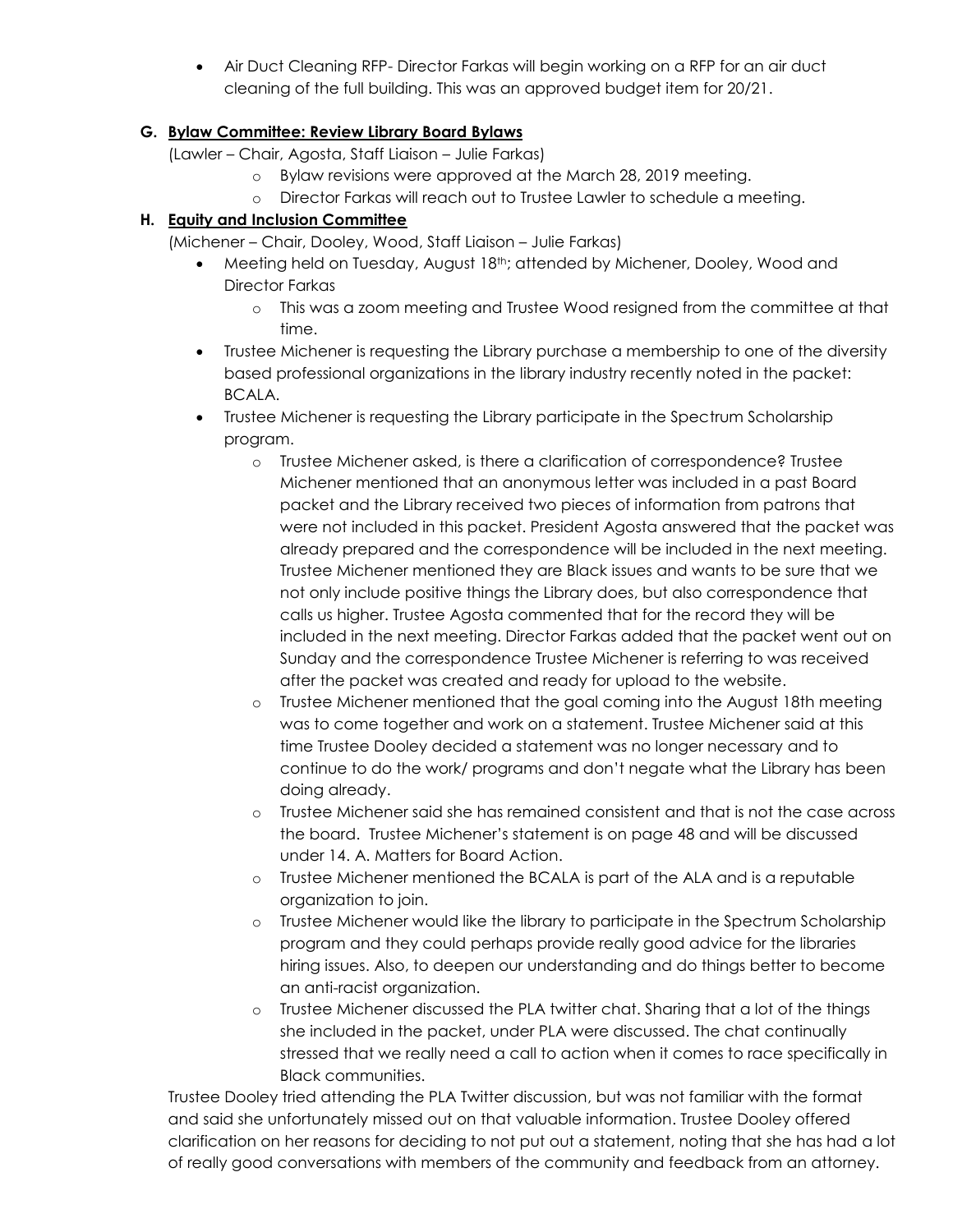- Air Duct Cleaning RFP- Director Farkas will begin working on a RFP for an air duct cleaning of the full building. This was an approved budget item for 20/21.

**G. Bylaw Committee: Review Library Board Bylaws**

(Lawler – Chair, Agosta, Staff Liaison – Julie Farkas)

- Bylaw revisions were approved at the March 28, 2019 meeting.
- Director Farkas will reach out to Trustee Lawler to schedule a meeting.

**H. Equity and Inclusion Committee**

(Michener – Chair, Dooley, Wood, Staff Liaison – Julie Farkas)

- Meeting held on Tuesday, August 18th; attended by Michener, Dooley, Wood and Director Farkas
  - This was a zoom meeting and Trustee Wood resigned from the committee at that time.
- Trustee Michener is requesting the Library purchase a membership to one of the diversity based professional organizations in the library industry recently noted in the packet: BCALA.
- Trustee Michener is requesting the Library participate in the Spectrum Scholarship program.
  - Trustee Michener asked, is there a clarification of correspondence? Trustee Michener mentioned that an anonymous letter was included in a past Board packet and the Library received two pieces of information from patrons that were not included in this packet. President Agosta answered that the packet was already prepared and the correspondence will be included in the next meeting. Trustee Michener mentioned they are Black issues and wants to be sure that we not only include positive things the Library does, but also correspondence that calls us higher. Trustee Agosta commented that for the record they will be included in the next meeting. Director Farkas added that the packet went out on Sunday and the correspondence Trustee Michener is referring to was received after the packet was created and ready for upload to the website.
  - Trustee Michener mentioned that the goal coming into the August 18th meeting was to come together and work on a statement. Trustee Michener said at this time Trustee Dooley decided a statement was no longer necessary and to continue to do the work/ programs and don't negate what the Library has been doing already.
  - Trustee Michener said she has remained consistent and that is not the case across the board. Trustee Michener's statement is on page 48 and will be discussed under 14. A. Matters for Board Action.
  - Trustee Michener mentioned the BCALA is part of the ALA and is a reputable organization to join.
  - Trustee Michener would like the library to participate in the Spectrum Scholarship program and they could perhaps provide really good advice for the libraries hiring issues. Also, to deepen our understanding and do things better to become an anti-racist organization.
  - Trustee Michener discussed the PLA twitter chat. Sharing that a lot of the things she included in the packet, under PLA were discussed. The chat continually stressed that we really need a call to action when it comes to race specifically in Black communities.

Trustee Dooley tried attending the PLA Twitter discussion, but was not familiar with the format and said she unfortunately missed out on that valuable information. Trustee Dooley offered clarification on her reasons for deciding to not put out a statement, noting that she has had a lot of really good conversations with members of the community and feedback from an attorney.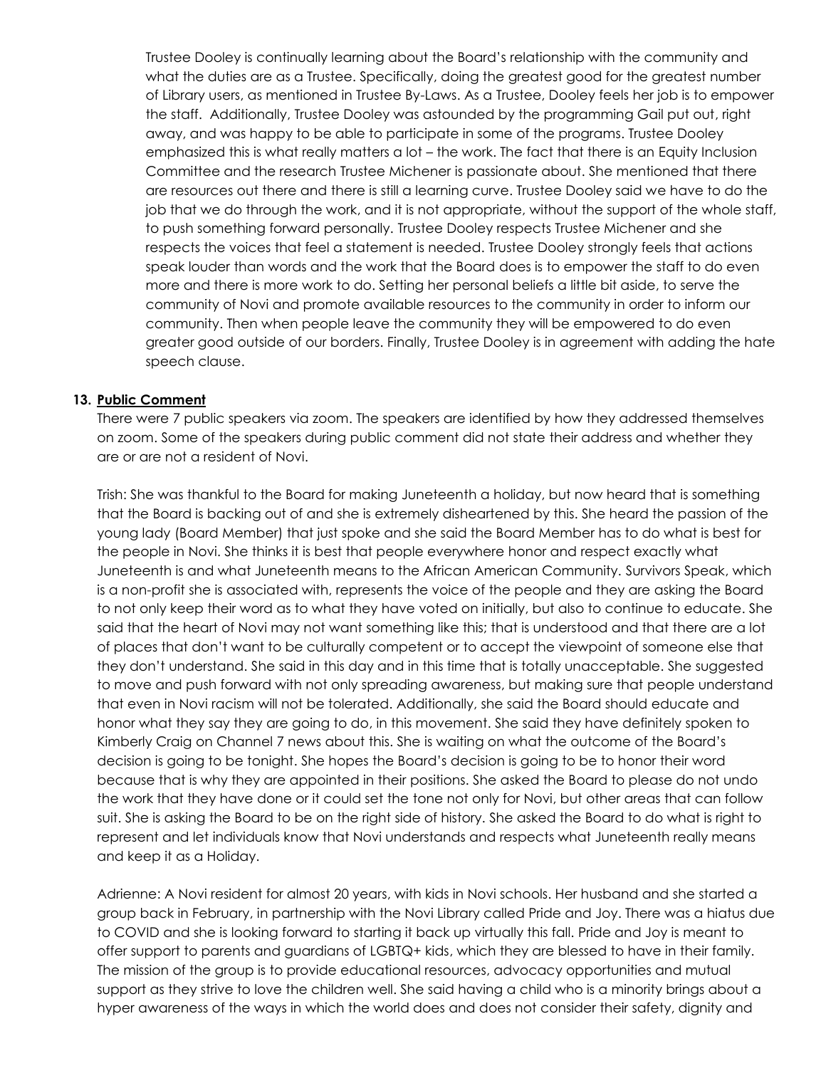Trustee Dooley is continually learning about the Board's relationship with the community and what the duties are as a Trustee. Specifically, doing the greatest good for the greatest number of Library users, as mentioned in Trustee By-Laws. As a Trustee, Dooley feels her job is to empower the staff. Additionally, Trustee Dooley was astounded by the programming Gail put out, right away, and was happy to be able to participate in some of the programs. Trustee Dooley emphasized this is what really matters a lot – the work. The fact that there is an Equity Inclusion Committee and the research Trustee Michener is passionate about. She mentioned that there are resources out there and there is still a learning curve. Trustee Dooley said we have to do the job that we do through the work, and it is not appropriate, without the support of the whole staff, to push something forward personally. Trustee Dooley respects Trustee Michener and she respects the voices that feel a statement is needed. Trustee Dooley strongly feels that actions speak louder than words and the work that the Board does is to empower the staff to do even more and there is more work to do. Setting her personal beliefs a little bit aside, to serve the community of Novi and promote available resources to the community in order to inform our community. Then when people leave the community they will be empowered to do even greater good outside of our borders. Finally, Trustee Dooley is in agreement with adding the hate speech clause.

**13. Public Comment**

There were 7 public speakers via zoom. The speakers are identified by how they addressed themselves on zoom. Some of the speakers during public comment did not state their address and whether they are or are not a resident of Novi.

Trish: She was thankful to the Board for making Juneteenth a holiday, but now heard that is something that the Board is backing out of and she is extremely disheartened by this. She heard the passion of the young lady (Board Member) that just spoke and she said the Board Member has to do what is best for the people in Novi. She thinks it is best that people everywhere honor and respect exactly what Juneteenth is and what Juneteenth means to the African American Community. Survivors Speak, which is a non-profit she is associated with, represents the voice of the people and they are asking the Board to not only keep their word as to what they have voted on initially, but also to continue to educate. She said that the heart of Novi may not want something like this; that is understood and that there are a lot of places that don't want to be culturally competent or to accept the viewpoint of someone else that they don't understand. She said in this day and in this time that is totally unacceptable. She suggested to move and push forward with not only spreading awareness, but making sure that people understand that even in Novi racism will not be tolerated. Additionally, she said the Board should educate and honor what they say they are going to do, in this movement. She said they have definitely spoken to Kimberly Craig on Channel 7 news about this. She is waiting on what the outcome of the Board's decision is going to be tonight. She hopes the Board's decision is going to be to honor their word because that is why they are appointed in their positions. She asked the Board to please do not undo the work that they have done or it could set the tone not only for Novi, but other areas that can follow suit. She is asking the Board to be on the right side of history. She asked the Board to do what is right to represent and let individuals know that Novi understands and respects what Juneteenth really means and keep it as a Holiday.

Adrienne: A Novi resident for almost 20 years, with kids in Novi schools. Her husband and she started a group back in February, in partnership with the Novi Library called Pride and Joy. There was a hiatus due to COVID and she is looking forward to starting it back up virtually this fall. Pride and Joy is meant to offer support to parents and guardians of LGBTQ+ kids, which they are blessed to have in their family. The mission of the group is to provide educational resources, advocacy opportunities and mutual support as they strive to love the children well. She said having a child who is a minority brings about a hyper awareness of the ways in which the world does and does not consider their safety, dignity and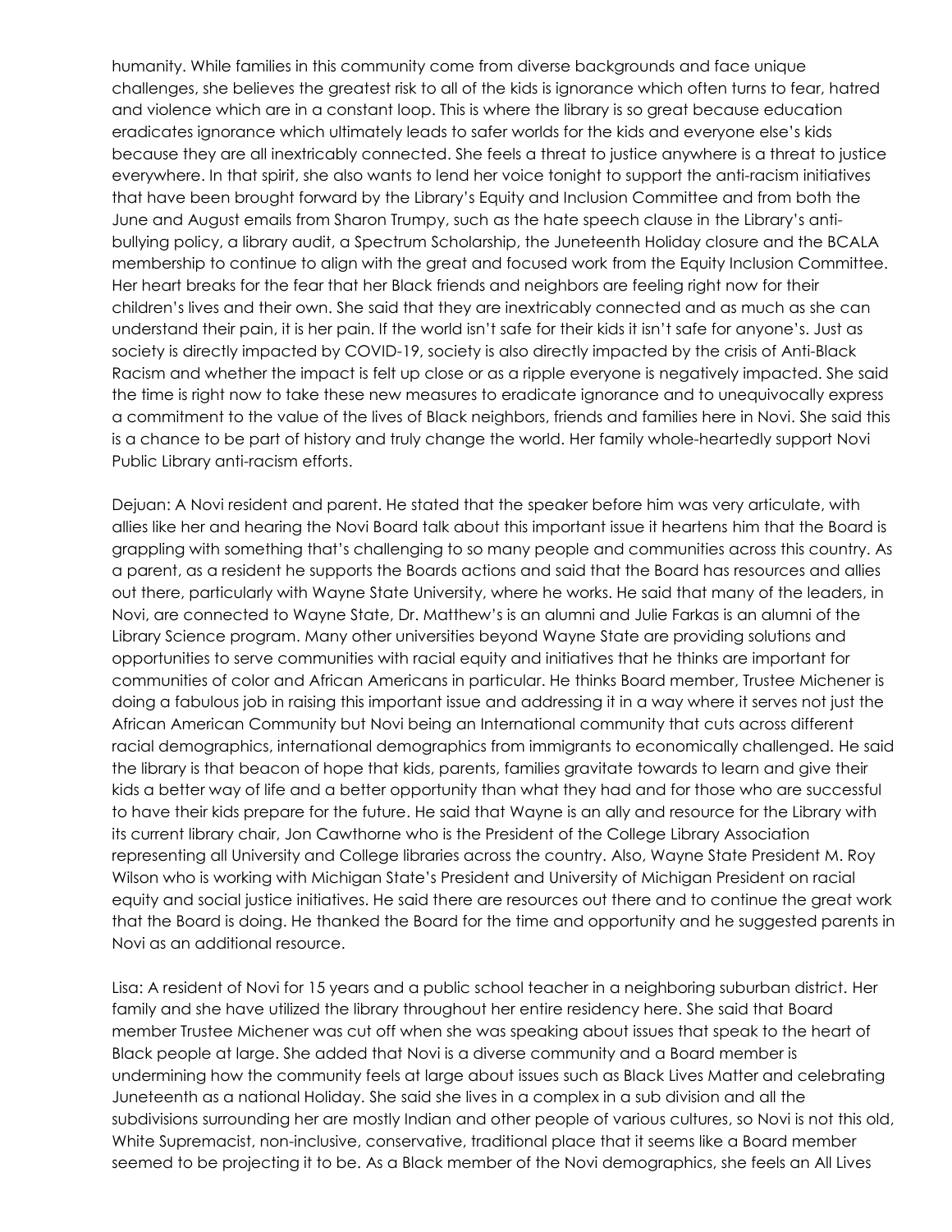humanity. While families in this community come from diverse backgrounds and face unique challenges, she believes the greatest risk to all of the kids is ignorance which often turns to fear, hatred and violence which are in a constant loop. This is where the library is so great because education eradicates ignorance which ultimately leads to safer worlds for the kids and everyone else's kids because they are all inextricably connected. She feels a threat to justice anywhere is a threat to justice everywhere. In that spirit, she also wants to lend her voice tonight to support the anti-racism initiatives that have been brought forward by the Library's Equity and Inclusion Committee and from both the June and August emails from Sharon Trumpy, such as the hate speech clause in the Library's anti-bullying policy, a library audit, a Spectrum Scholarship, the Juneteenth Holiday closure and the BCALA membership to continue to align with the great and focused work from the Equity Inclusion Committee. Her heart breaks for the fear that her Black friends and neighbors are feeling right now for their children's lives and their own. She said that they are inextricably connected and as much as she can understand their pain, it is her pain. If the world isn't safe for their kids it isn't safe for anyone's. Just as society is directly impacted by COVID-19, society is also directly impacted by the crisis of Anti-Black Racism and whether the impact is felt up close or as a ripple everyone is negatively impacted. She said the time is right now to take these new measures to eradicate ignorance and to unequivocally express a commitment to the value of the lives of Black neighbors, friends and families here in Novi. She said this is a chance to be part of history and truly change the world. Her family whole-heartedly support Novi Public Library anti-racism efforts.

Dejuan: A Novi resident and parent. He stated that the speaker before him was very articulate, with allies like her and hearing the Novi Board talk about this important issue it heartens him that the Board is grappling with something that's challenging to so many people and communities across this country. As a parent, as a resident he supports the Boards actions and said that the Board has resources and allies out there, particularly with Wayne State University, where he works. He said that many of the leaders, in Novi, are connected to Wayne State, Dr. Matthew's is an alumni and Julie Farkas is an alumni of the Library Science program. Many other universities beyond Wayne State are providing solutions and opportunities to serve communities with racial equity and initiatives that he thinks are important for communities of color and African Americans in particular. He thinks Board member, Trustee Michener is doing a fabulous job in raising this important issue and addressing it in a way where it serves not just the African American Community but Novi being an International community that cuts across different racial demographics, international demographics from immigrants to economically challenged. He said the library is that beacon of hope that kids, parents, families gravitate towards to learn and give their kids a better way of life and a better opportunity than what they had and for those who are successful to have their kids prepare for the future. He said that Wayne is an ally and resource for the Library with its current library chair, Jon Cawthorne who is the President of the College Library Association representing all University and College libraries across the country. Also, Wayne State President M. Roy Wilson who is working with Michigan State's President and University of Michigan President on racial equity and social justice initiatives. He said there are resources out there and to continue the great work that the Board is doing. He thanked the Board for the time and opportunity and he suggested parents in Novi as an additional resource.

Lisa: A resident of Novi for 15 years and a public school teacher in a neighboring suburban district. Her family and she have utilized the library throughout her entire residency here. She said that Board member Trustee Michener was cut off when she was speaking about issues that speak to the heart of Black people at large. She added that Novi is a diverse community and a Board member is undermining how the community feels at large about issues such as Black Lives Matter and celebrating Juneteenth as a national Holiday. She said she lives in a complex in a sub division and all the subdivisions surrounding her are mostly Indian and other people of various cultures, so Novi is not this old, White Supremacist, non-inclusive, conservative, traditional place that it seems like a Board member seemed to be projecting it to be. As a Black member of the Novi demographics, she feels an All Lives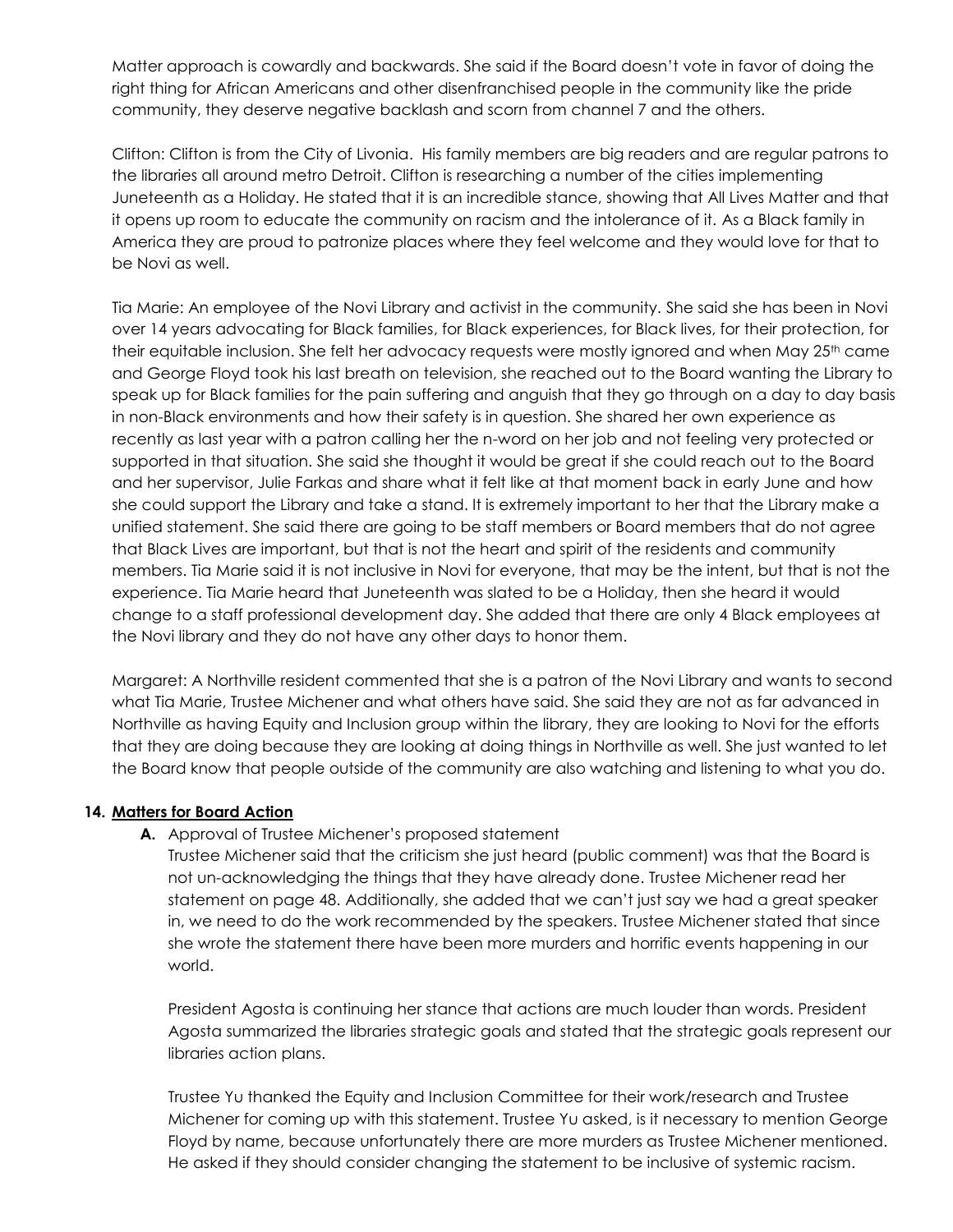Matter approach is cowardly and backwards. She said if the Board doesn't vote in favor of doing the right thing for African Americans and other disenfranchised people in the community like the pride community, they deserve negative backlash and scorn from channel 7 and the others.

Clifton: Clifton is from the City of Livonia. His family members are big readers and are regular patrons to the libraries all around metro Detroit. Clifton is researching a number of the cities implementing Juneteenth as a Holiday. He stated that it is an incredible stance, showing that All Lives Matter and that it opens up room to educate the community on racism and the intolerance of it. As a Black family in America they are proud to patronize places where they feel welcome and they would love for that to be Novi as well.

Tia Marie: An employee of the Novi Library and activist in the community. She said she has been in Novi over 14 years advocating for Black families, for Black experiences, for Black lives, for their protection, for their equitable inclusion. She felt her advocacy requests were mostly ignored and when May 25th came and George Floyd took his last breath on television, she reached out to the Board wanting the Library to speak up for Black families for the pain suffering and anguish that they go through on a day to day basis in non-Black environments and how their safety is in question. She shared her own experience as recently as last year with a patron calling her the n-word on her job and not feeling very protected or supported in that situation. She said she thought it would be great if she could reach out to the Board and her supervisor, Julie Farkas and share what it felt like at that moment back in early June and how she could support the Library and take a stand. It is extremely important to her that the Library make a unified statement. She said there are going to be staff members or Board members that do not agree that Black Lives are important, but that is not the heart and spirit of the residents and community members. Tia Marie said it is not inclusive in Novi for everyone, that may be the intent, but that is not the experience. Tia Marie heard that Juneteenth was slated to be a Holiday, then she heard it would change to a staff professional development day. She added that there are only 4 Black employees at the Novi library and they do not have any other days to honor them.

Margaret: A Northville resident commented that she is a patron of the Novi Library and wants to second what Tia Marie, Trustee Michener and what others have said. She said they are not as far advanced in Northville as having Equity and Inclusion group within the library, they are looking to Novi for the efforts that they are doing because they are looking at doing things in Northville as well. She just wanted to let the Board know that people outside of the community are also watching and listening to what you do.

**14. Matters for Board Action**

**A.** Approval of Trustee Michener's proposed statement

Trustee Michener said that the criticism she just heard (public comment) was that the Board is not un-acknowledging the things that they have already done. Trustee Michener read her statement on page 48. Additionally, she added that we can't just say we had a great speaker in, we need to do the work recommended by the speakers. Trustee Michener stated that since she wrote the statement there have been more murders and horrific events happening in our world.

President Agosta is continuing her stance that actions are much louder than words. President Agosta summarized the libraries strategic goals and stated that the strategic goals represent our libraries action plans.

Trustee Yu thanked the Equity and Inclusion Committee for their work/research and Trustee Michener for coming up with this statement. Trustee Yu asked, is it necessary to mention George Floyd by name, because unfortunately there are more murders as Trustee Michener mentioned. He asked if they should consider changing the statement to be inclusive of systemic racism.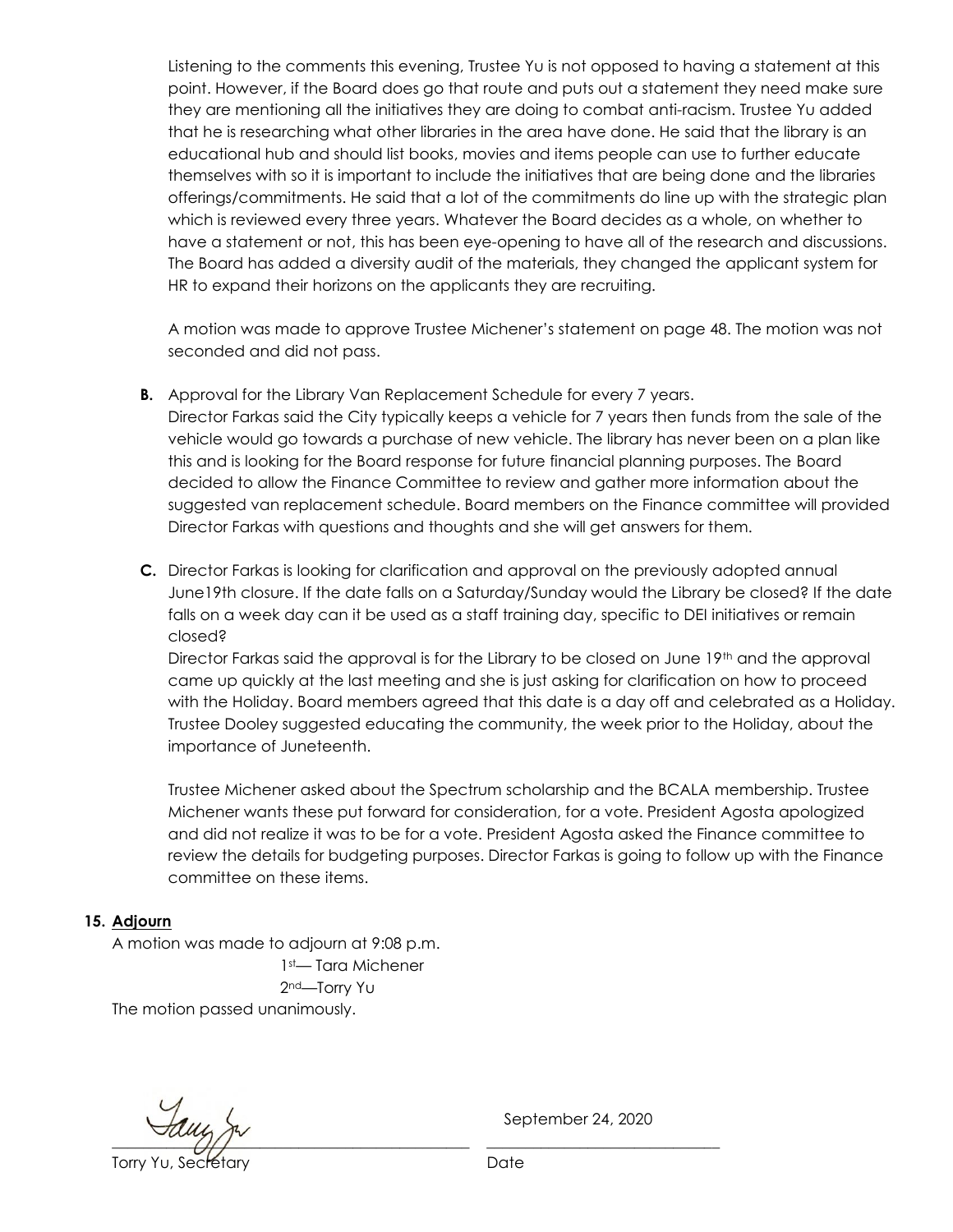Listening to the comments this evening, Trustee Yu is not opposed to having a statement at this point. However, if the Board does go that route and puts out a statement they need make sure they are mentioning all the initiatives they are doing to combat anti-racism. Trustee Yu added that he is researching what other libraries in the area have done. He said that the library is an educational hub and should list books, movies and items people can use to further educate themselves with so it is important to include the initiatives that are being done and the libraries offerings/commitments. He said that a lot of the commitments do line up with the strategic plan which is reviewed every three years. Whatever the Board decides as a whole, on whether to have a statement or not, this has been eye-opening to have all of the research and discussions. The Board has added a diversity audit of the materials, they changed the applicant system for HR to expand their horizons on the applicants they are recruiting.

A motion was made to approve Trustee Michener's statement on page 48. The motion was not seconded and did not pass.

**B.** Approval for the Library Van Replacement Schedule for every 7 years.
Director Farkas said the City typically keeps a vehicle for 7 years then funds from the sale of the vehicle would go towards a purchase of new vehicle. The library has never been on a plan like this and is looking for the Board response for future financial planning purposes. The Board decided to allow the Finance Committee to review and gather more information about the suggested van replacement schedule. Board members on the Finance committee will provided Director Farkas with questions and thoughts and she will get answers for them.

**C.** Director Farkas is looking for clarification and approval on the previously adopted annual June19th closure. If the date falls on a Saturday/Sunday would the Library be closed? If the date falls on a week day can it be used as a staff training day, specific to DEI initiatives or remain closed?
Director Farkas said the approval is for the Library to be closed on June 19th and the approval came up quickly at the last meeting and she is just asking for clarification on how to proceed with the Holiday. Board members agreed that this date is a day off and celebrated as a Holiday. Trustee Dooley suggested educating the community, the week prior to the Holiday, about the importance of Juneteenth.

Trustee Michener asked about the Spectrum scholarship and the BCALA membership. Trustee Michener wants these put forward for consideration, for a vote. President Agosta apologized and did not realize it was to be for a vote. President Agosta asked the Finance committee to review the details for budgeting purposes. Director Farkas is going to follow up with the Finance committee on these items.

**15. Adjourn**

A motion was made to adjourn at 9:08 p.m.

1st— Tara Michener
2nd—Torry Yu

The motion passed unanimously.

Torry Yu, Secretary — September 24, 2020 (Date)